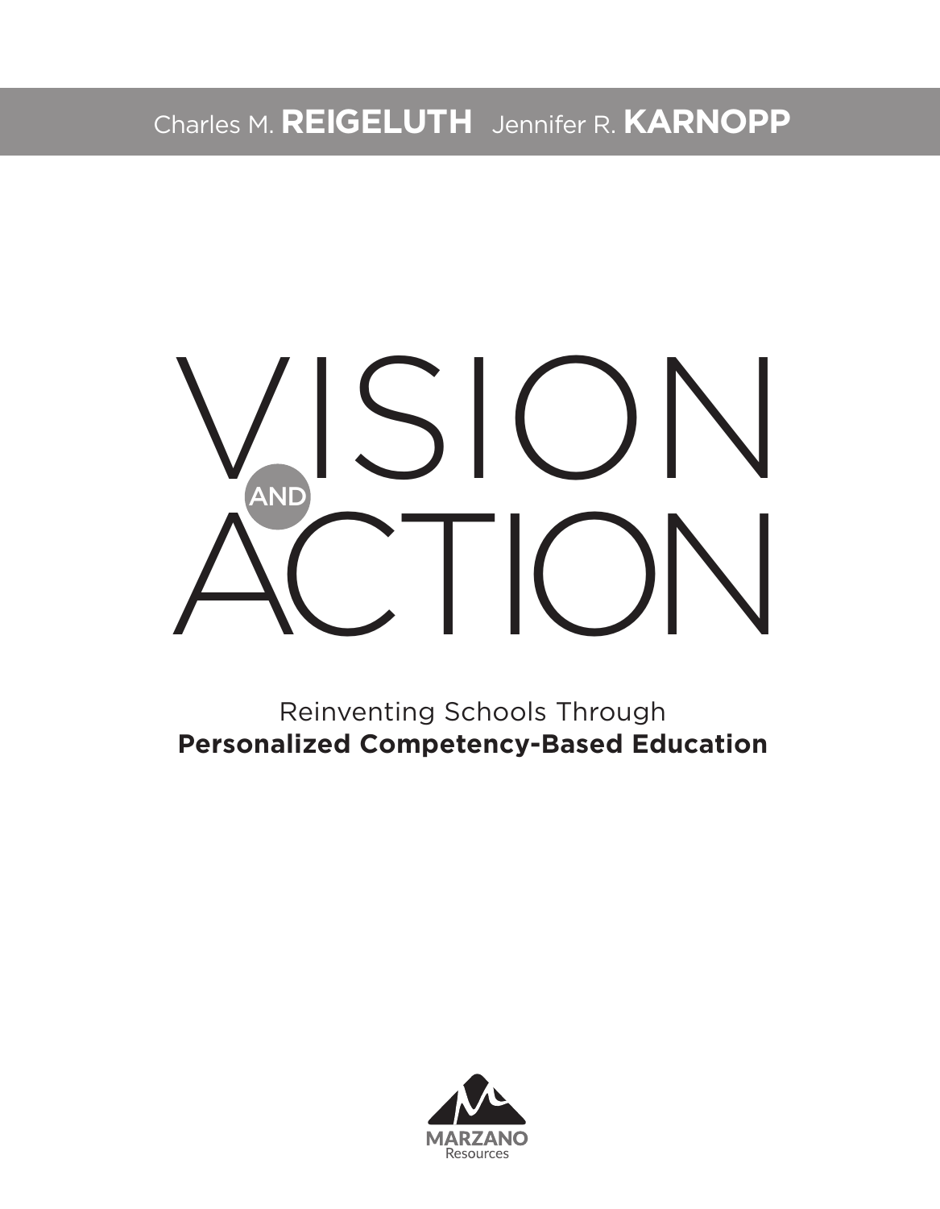Charles M. **REIGELUTH** Jennifer R. **KARNOPP**

# VISION AND ACTION

Reinventing Schools Through
**Personalized Competency-Based Education**

MARZANO
Resources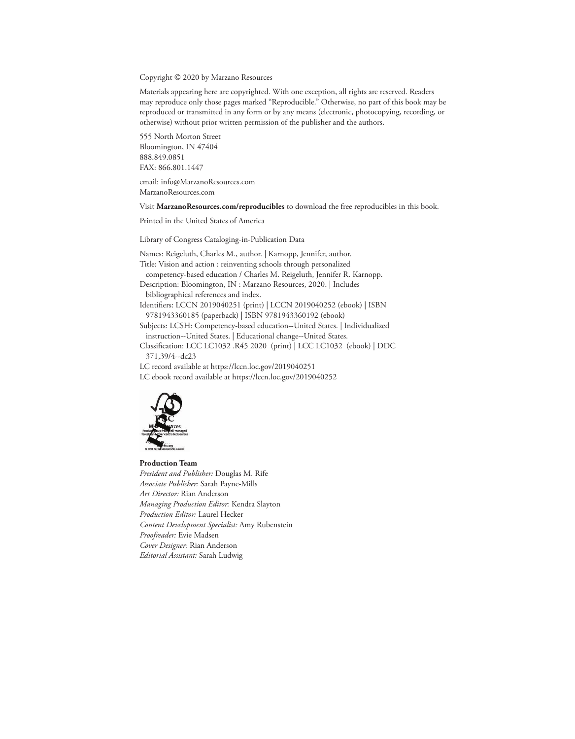Copyright © 2020 by Marzano Resources

Materials appearing here are copyrighted. With one exception, all rights are reserved. Readers may reproduce only those pages marked "Reproducible." Otherwise, no part of this book may be reproduced or transmitted in any form or by any means (electronic, photocopying, recording, or otherwise) without prior written permission of the publisher and the authors.

555 North Morton Street
Bloomington, IN 47404
888.849.0851
FAX: 866.801.1447

email: info@MarzanoResources.com
MarzanoResources.com

Visit **MarzanoResources.com/reproducibles** to download the free reproducibles in this book.

Printed in the United States of America

Library of Congress Cataloging-in-Publication Data

Names: Reigeluth, Charles M., author. | Karnopp, Jennifer, author.
Title: Vision and action : reinventing schools through personalized competency-based education / Charles M. Reigeluth, Jennifer R. Karnopp.
Description: Bloomington, IN : Marzano Resources, 2020. | Includes bibliographical references and index.
Identifiers: LCCN 2019040251 (print) | LCCN 2019040252 (ebook) | ISBN 9781943360185 (paperback) | ISBN 9781943360192 (ebook)
Subjects: LCSH: Competency-based education--United States. | Individualized instruction--United States. | Educational change--United States.
Classification: LCC LC1032 .R45 2020 (print) | LCC LC1032 (ebook) | DDC 371,39/4--dc23
LC record available at https://lccn.loc.gov/2019040251
LC ebook record available at https://lccn.loc.gov/2019040252

**Production Team**
*President and Publisher:* Douglas M. Rife
*Associate Publisher:* Sarah Payne-Mills
*Art Director:* Rian Anderson
*Managing Production Editor:* Kendra Slayton
*Production Editor:* Laurel Hecker
*Content Development Specialist:* Amy Rubenstein
*Proofreader:* Evie Madsen
*Cover Designer:* Rian Anderson
*Editorial Assistant:* Sarah Ludwig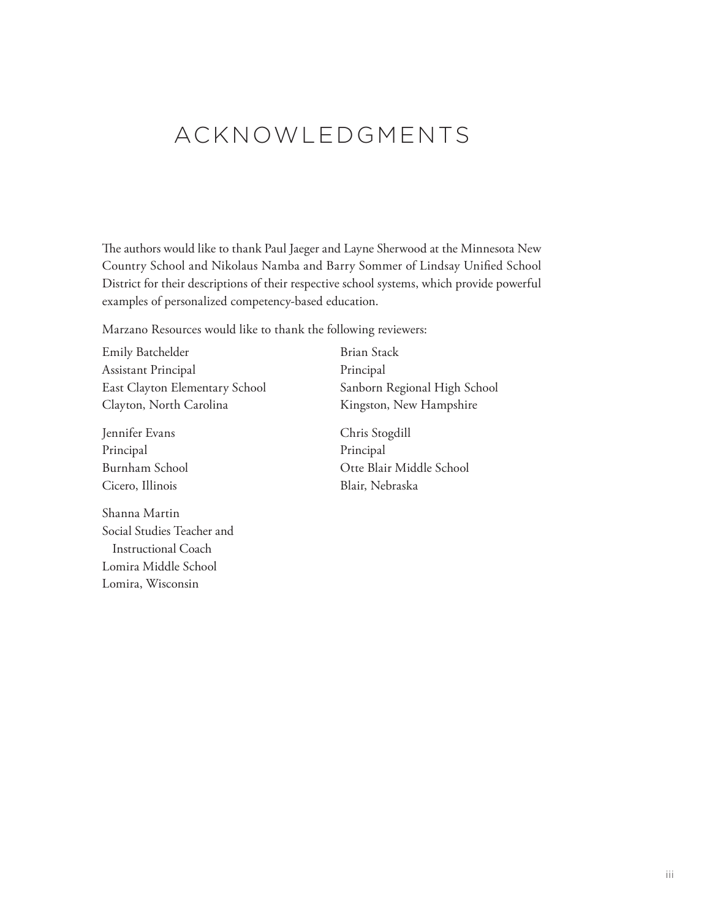# ACKNOWLEDGMENTS

The authors would like to thank Paul Jaeger and Layne Sherwood at the Minnesota New Country School and Nikolaus Namba and Barry Sommer of Lindsay Unified School District for their descriptions of their respective school systems, which provide powerful examples of personalized competency-based education.

Marzano Resources would like to thank the following reviewers:

Emily Batchelder
Assistant Principal
East Clayton Elementary School
Clayton, North Carolina

Jennifer Evans
Principal
Burnham School
Cicero, Illinois

Shanna Martin
Social Studies Teacher and Instructional Coach
Lomira Middle School
Lomira, Wisconsin

Brian Stack
Principal
Sanborn Regional High School
Kingston, New Hampshire

Chris Stogdill
Principal
Otte Blair Middle School
Blair, Nebraska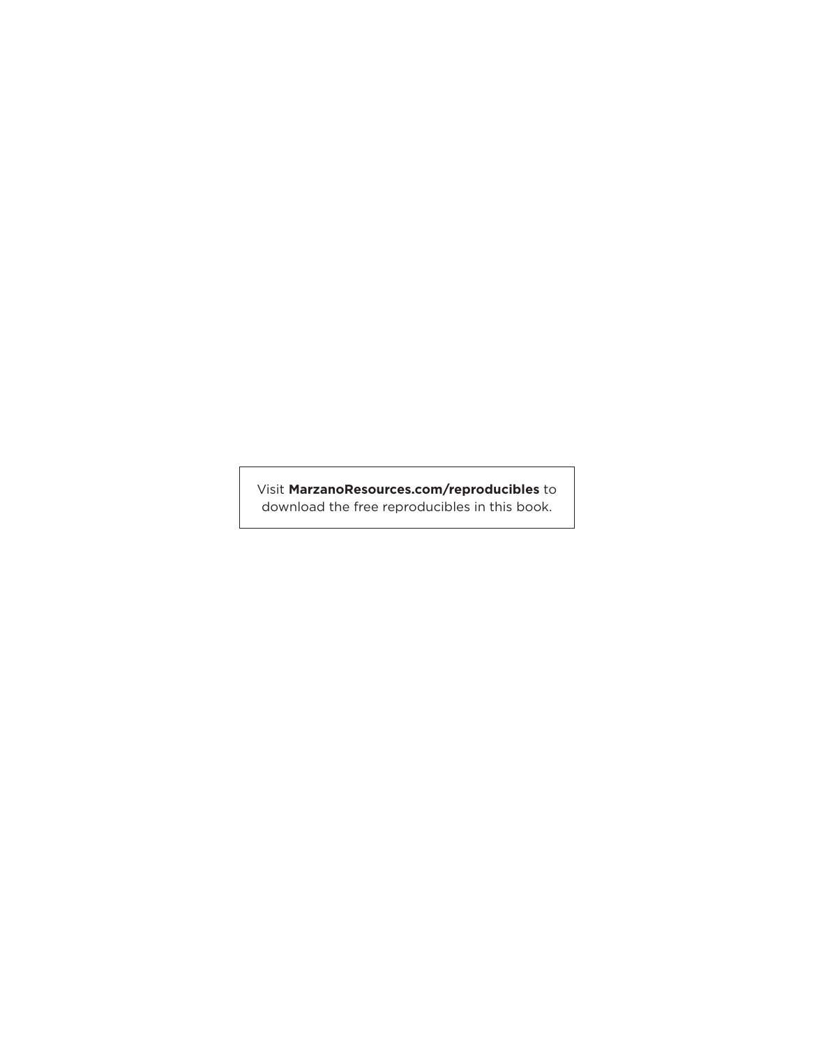Visit **MarzanoResources.com/reproducibles** to download the free reproducibles in this book.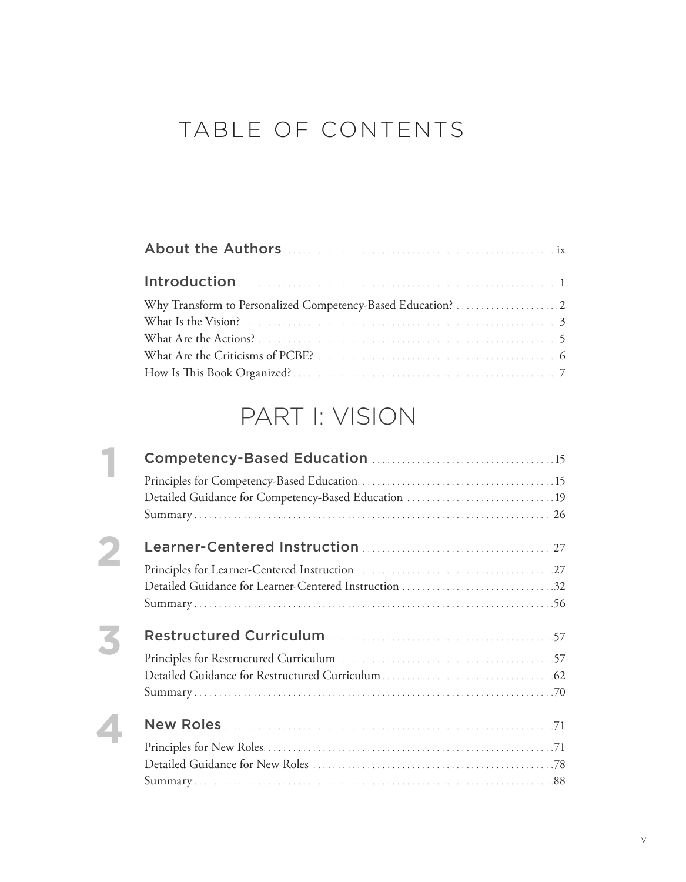# TABLE OF CONTENTS

**About the Authors** ix

**Introduction** 1

Why Transform to Personalized Competency-Based Education? 2
What Is the Vision? 3
What Are the Actions? 5
What Are the Criticisms of PCBE? 6
How Is This Book Organized? 7

## PART I: VISION

### 1 Competency-Based Education 15

Principles for Competency-Based Education 15
Detailed Guidance for Competency-Based Education 19
Summary 26

### 2 Learner-Centered Instruction 27

Principles for Learner-Centered Instruction 27
Detailed Guidance for Learner-Centered Instruction 32
Summary 56

### 3 Restructured Curriculum 57

Principles for Restructured Curriculum 57
Detailed Guidance for Restructured Curriculum 62
Summary 70

### 4 New Roles 71

Principles for New Roles 71
Detailed Guidance for New Roles 78
Summary 88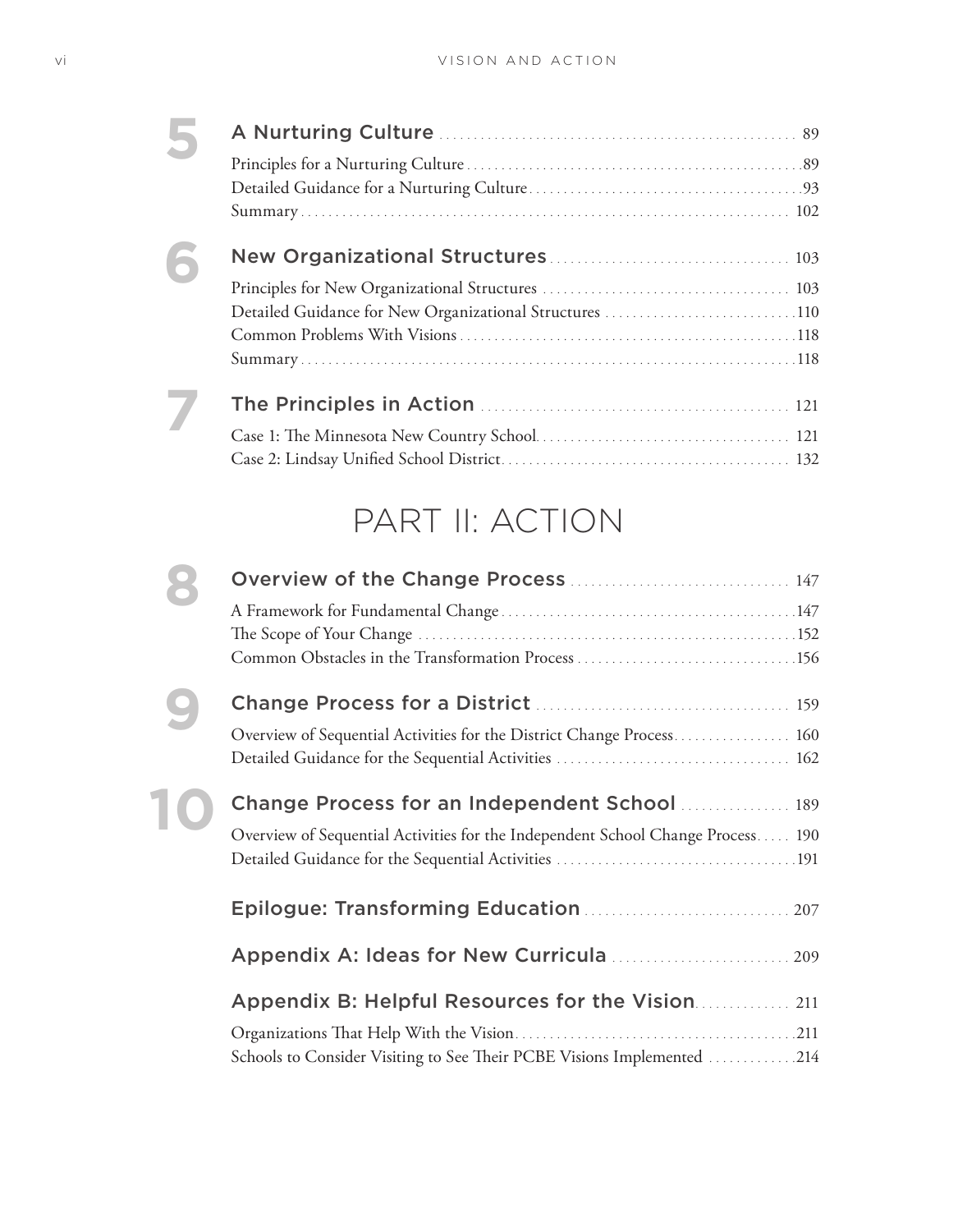**5** A Nurturing Culture ........ 89

Principles for a Nurturing Culture ........ 89
Detailed Guidance for a Nurturing Culture ........ 93
Summary ........ 102

**6** New Organizational Structures ........ 103

Principles for New Organizational Structures ........ 103
Detailed Guidance for New Organizational Structures ........ 110
Common Problems With Visions ........ 118
Summary ........ 118

**7** The Principles in Action ........ 121

Case 1: The Minnesota New Country School ........ 121
Case 2: Lindsay Unified School District ........ 132

# PART II: ACTION

**8** Overview of the Change Process ........ 147

A Framework for Fundamental Change ........ 147
The Scope of Your Change ........ 152
Common Obstacles in the Transformation Process ........ 156

**9** Change Process for a District ........ 159

Overview of Sequential Activities for the District Change Process ........ 160
Detailed Guidance for the Sequential Activities ........ 162

**10** Change Process for an Independent School ........ 189

Overview of Sequential Activities for the Independent School Change Process ........ 190
Detailed Guidance for the Sequential Activities ........ 191

Epilogue: Transforming Education ........ 207

Appendix A: Ideas for New Curricula ........ 209

Appendix B: Helpful Resources for the Vision ........ 211

Organizations That Help With the Vision ........ 211
Schools to Consider Visiting to See Their PCBE Visions Implemented ........ 214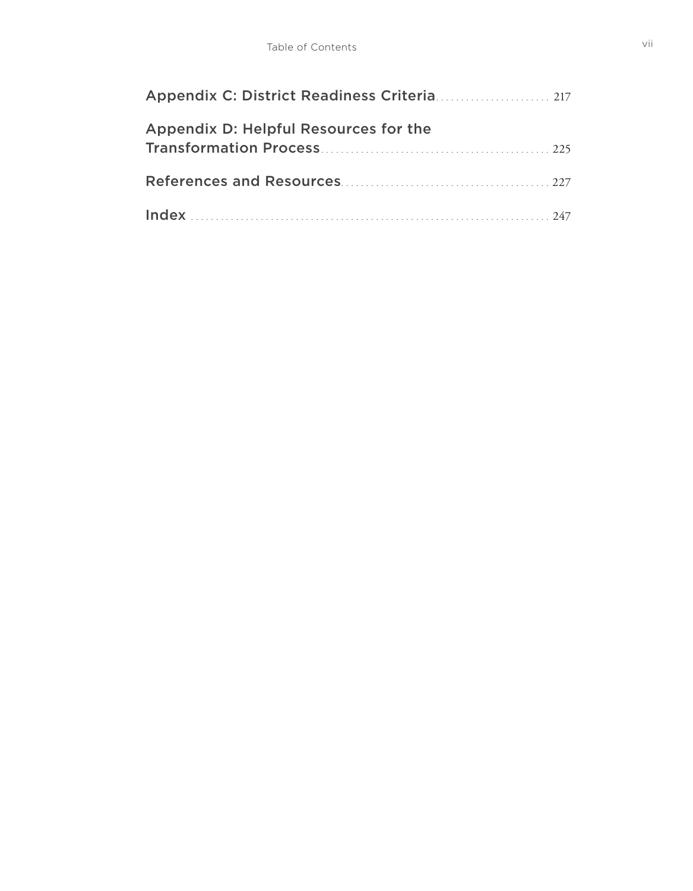Appendix C: District Readiness Criteria ........................ 217

Appendix D: Helpful Resources for the Transformation Process ........................ 225

References and Resources ........................ 227

Index ........................ 247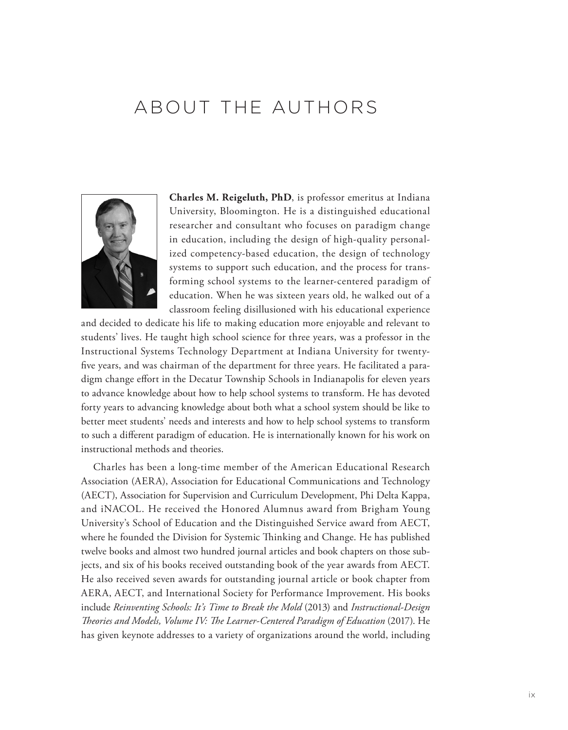# ABOUT THE AUTHORS

**Charles M. Reigeluth, PhD**, is professor emeritus at Indiana University, Bloomington. He is a distinguished educational researcher and consultant who focuses on paradigm change in education, including the design of high-quality personalized competency-based education, the design of technology systems to support such education, and the process for transforming school systems to the learner-centered paradigm of education. When he was sixteen years old, he walked out of a classroom feeling disillusioned with his educational experience and decided to dedicate his life to making education more enjoyable and relevant to students' lives. He taught high school science for three years, was a professor in the Instructional Systems Technology Department at Indiana University for twenty-five years, and was chairman of the department for three years. He facilitated a paradigm change effort in the Decatur Township Schools in Indianapolis for eleven years to advance knowledge about how to help school systems to transform. He has devoted forty years to advancing knowledge about both what a school system should be like to better meet students' needs and interests and how to help school systems to transform to such a different paradigm of education. He is internationally known for his work on instructional methods and theories.

Charles has been a long-time member of the American Educational Research Association (AERA), Association for Educational Communications and Technology (AECT), Association for Supervision and Curriculum Development, Phi Delta Kappa, and iNACOL. He received the Honored Alumnus award from Brigham Young University's School of Education and the Distinguished Service award from AECT, where he founded the Division for Systemic Thinking and Change. He has published twelve books and almost two hundred journal articles and book chapters on those subjects, and six of his books received outstanding book of the year awards from AECT. He also received seven awards for outstanding journal article or book chapter from AERA, AECT, and International Society for Performance Improvement. His books include *Reinventing Schools: It's Time to Break the Mold* (2013) and *Instructional-Design Theories and Models, Volume IV: The Learner-Centered Paradigm of Education* (2017). He has given keynote addresses to a variety of organizations around the world, including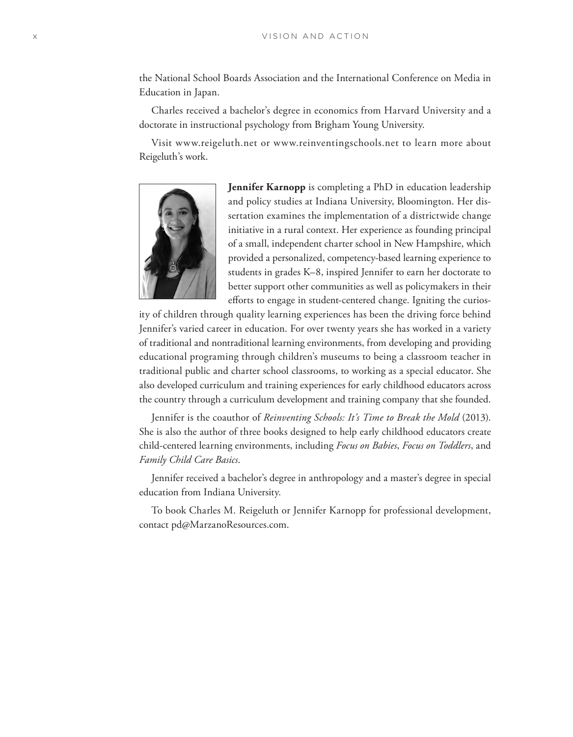the National School Boards Association and the International Conference on Media in Education in Japan.

Charles received a bachelor's degree in economics from Harvard University and a doctorate in instructional psychology from Brigham Young University.

Visit www.reigeluth.net or www.reinventingschools.net to learn more about Reigeluth's work.

**Jennifer Karnopp** is completing a PhD in education leadership and policy studies at Indiana University, Bloomington. Her dissertation examines the implementation of a districtwide change initiative in a rural context. Her experience as founding principal of a small, independent charter school in New Hampshire, which provided a personalized, competency-based learning experience to students in grades K–8, inspired Jennifer to earn her doctorate to better support other communities as well as policymakers in their efforts to engage in student-centered change. Igniting the curiosity of children through quality learning experiences has been the driving force behind Jennifer's varied career in education. For over twenty years she has worked in a variety of traditional and nontraditional learning environments, from developing and providing educational programing through children's museums to being a classroom teacher in traditional public and charter school classrooms, to working as a special educator. She also developed curriculum and training experiences for early childhood educators across the country through a curriculum development and training company that she founded.

Jennifer is the coauthor of *Reinventing Schools: It's Time to Break the Mold* (2013). She is also the author of three books designed to help early childhood educators create child-centered learning environments, including *Focus on Babies*, *Focus on Toddlers*, and *Family Child Care Basics*.

Jennifer received a bachelor's degree in anthropology and a master's degree in special education from Indiana University.

To book Charles M. Reigeluth or Jennifer Karnopp for professional development, contact pd@MarzanoResources.com.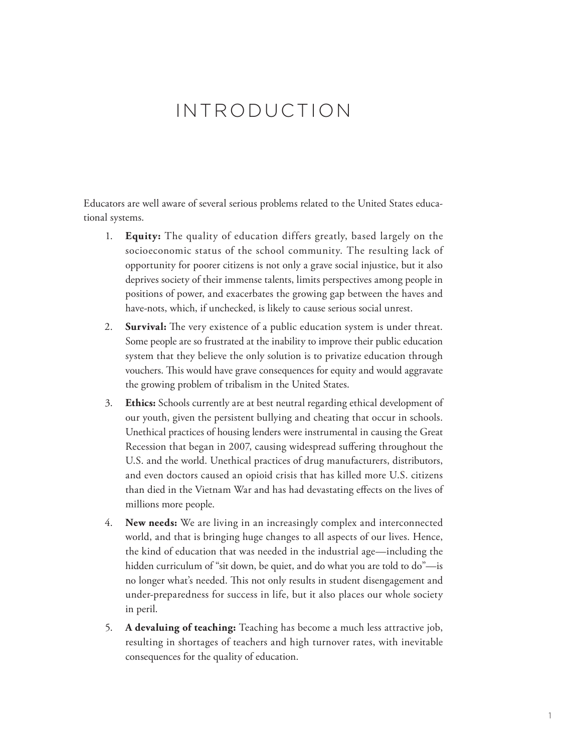# INTRODUCTION

Educators are well aware of several serious problems related to the United States educational systems.

1. **Equity:** The quality of education differs greatly, based largely on the socioeconomic status of the school community. The resulting lack of opportunity for poorer citizens is not only a grave social injustice, but it also deprives society of their immense talents, limits perspectives among people in positions of power, and exacerbates the growing gap between the haves and have-nots, which, if unchecked, is likely to cause serious social unrest.
2. **Survival:** The very existence of a public education system is under threat. Some people are so frustrated at the inability to improve their public education system that they believe the only solution is to privatize education through vouchers. This would have grave consequences for equity and would aggravate the growing problem of tribalism in the United States.
3. **Ethics:** Schools currently are at best neutral regarding ethical development of our youth, given the persistent bullying and cheating that occur in schools. Unethical practices of housing lenders were instrumental in causing the Great Recession that began in 2007, causing widespread suffering throughout the U.S. and the world. Unethical practices of drug manufacturers, distributors, and even doctors caused an opioid crisis that has killed more U.S. citizens than died in the Vietnam War and has had devastating effects on the lives of millions more people.
4. **New needs:** We are living in an increasingly complex and interconnected world, and that is bringing huge changes to all aspects of our lives. Hence, the kind of education that was needed in the industrial age—including the hidden curriculum of "sit down, be quiet, and do what you are told to do"—is no longer what's needed. This not only results in student disengagement and under-preparedness for success in life, but it also places our whole society in peril.
5. **A devaluing of teaching:** Teaching has become a much less attractive job, resulting in shortages of teachers and high turnover rates, with inevitable consequences for the quality of education.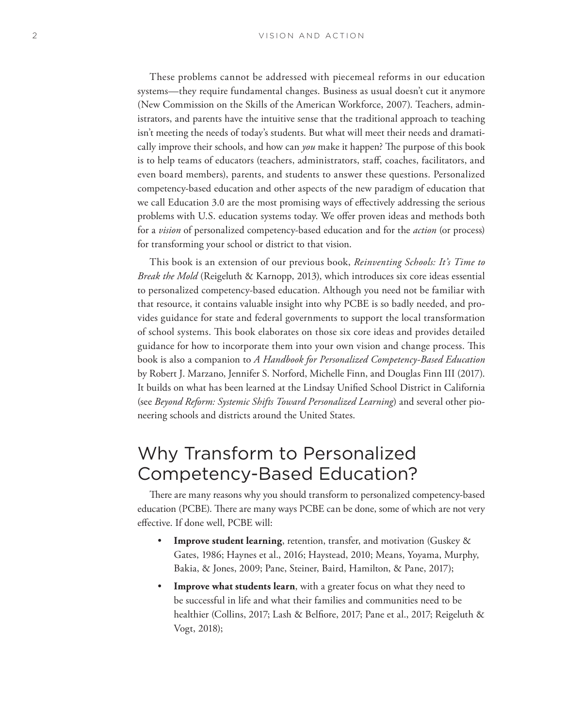These problems cannot be addressed with piecemeal reforms in our education systems—they require fundamental changes. Business as usual doesn't cut it anymore (New Commission on the Skills of the American Workforce, 2007). Teachers, administrators, and parents have the intuitive sense that the traditional approach to teaching isn't meeting the needs of today's students. But what will meet their needs and dramatically improve their schools, and how can *you* make it happen? The purpose of this book is to help teams of educators (teachers, administrators, staff, coaches, facilitators, and even board members), parents, and students to answer these questions. Personalized competency-based education and other aspects of the new paradigm of education that we call Education 3.0 are the most promising ways of effectively addressing the serious problems with U.S. education systems today. We offer proven ideas and methods both for a *vision* of personalized competency-based education and for the *action* (or process) for transforming your school or district to that vision.

This book is an extension of our previous book, *Reinventing Schools: It's Time to Break the Mold* (Reigeluth & Karnopp, 2013), which introduces six core ideas essential to personalized competency-based education. Although you need not be familiar with that resource, it contains valuable insight into why PCBE is so badly needed, and provides guidance for state and federal governments to support the local transformation of school systems. This book elaborates on those six core ideas and provides detailed guidance for how to incorporate them into your own vision and change process. This book is also a companion to *A Handbook for Personalized Competency-Based Education* by Robert J. Marzano, Jennifer S. Norford, Michelle Finn, and Douglas Finn III (2017). It builds on what has been learned at the Lindsay Unified School District in California (see *Beyond Reform: Systemic Shifts Toward Personalized Learning*) and several other pioneering schools and districts around the United States.

## Why Transform to Personalized Competency-Based Education?

There are many reasons why you should transform to personalized competency-based education (PCBE). There are many ways PCBE can be done, some of which are not very effective. If done well, PCBE will:

- **Improve student learning**, retention, transfer, and motivation (Guskey & Gates, 1986; Haynes et al., 2016; Haystead, 2010; Means, Yoyama, Murphy, Bakia, & Jones, 2009; Pane, Steiner, Baird, Hamilton, & Pane, 2017);
- **Improve what students learn**, with a greater focus on what they need to be successful in life and what their families and communities need to be healthier (Collins, 2017; Lash & Belfiore, 2017; Pane et al., 2017; Reigeluth & Vogt, 2018);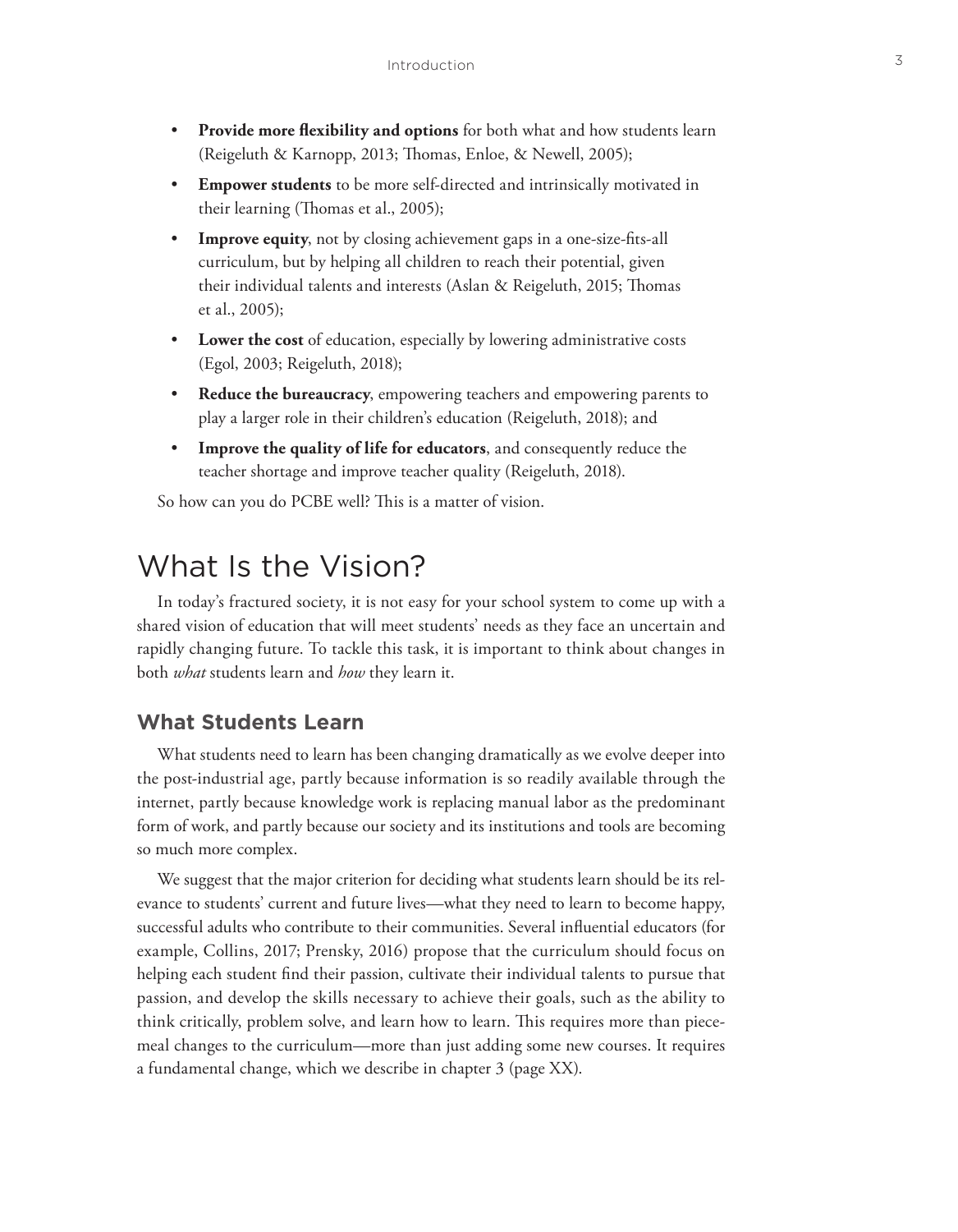- **Provide more flexibility and options** for both what and how students learn (Reigeluth & Karnopp, 2013; Thomas, Enloe, & Newell, 2005);
- **Empower students** to be more self-directed and intrinsically motivated in their learning (Thomas et al., 2005);
- **Improve equity**, not by closing achievement gaps in a one-size-fits-all curriculum, but by helping all children to reach their potential, given their individual talents and interests (Aslan & Reigeluth, 2015; Thomas et al., 2005);
- **Lower the cost** of education, especially by lowering administrative costs (Egol, 2003; Reigeluth, 2018);
- **Reduce the bureaucracy**, empowering teachers and empowering parents to play a larger role in their children's education (Reigeluth, 2018); and
- **Improve the quality of life for educators**, and consequently reduce the teacher shortage and improve teacher quality (Reigeluth, 2018).

So how can you do PCBE well? This is a matter of vision.

# What Is the Vision?

In today's fractured society, it is not easy for your school system to come up with a shared vision of education that will meet students' needs as they face an uncertain and rapidly changing future. To tackle this task, it is important to think about changes in both *what* students learn and *how* they learn it.

## What Students Learn

What students need to learn has been changing dramatically as we evolve deeper into the post-industrial age, partly because information is so readily available through the internet, partly because knowledge work is replacing manual labor as the predominant form of work, and partly because our society and its institutions and tools are becoming so much more complex.

We suggest that the major criterion for deciding what students learn should be its relevance to students' current and future lives—what they need to learn to become happy, successful adults who contribute to their communities. Several influential educators (for example, Collins, 2017; Prensky, 2016) propose that the curriculum should focus on helping each student find their passion, cultivate their individual talents to pursue that passion, and develop the skills necessary to achieve their goals, such as the ability to think critically, problem solve, and learn how to learn. This requires more than piecemeal changes to the curriculum—more than just adding some new courses. It requires a fundamental change, which we describe in chapter 3 (page XX).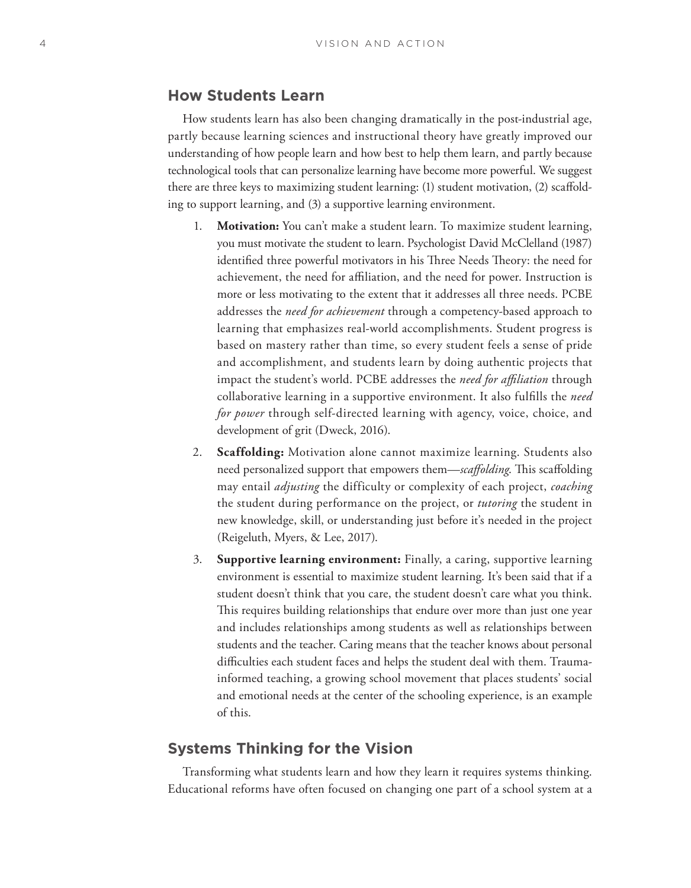## How Students Learn

How students learn has also been changing dramatically in the post-industrial age, partly because learning sciences and instructional theory have greatly improved our understanding of how people learn and how best to help them learn, and partly because technological tools that can personalize learning have become more powerful. We suggest there are three keys to maximizing student learning: (1) student motivation, (2) scaffolding to support learning, and (3) a supportive learning environment.

1. **Motivation:** You can't make a student learn. To maximize student learning, you must motivate the student to learn. Psychologist David McClelland (1987) identified three powerful motivators in his Three Needs Theory: the need for achievement, the need for affiliation, and the need for power. Instruction is more or less motivating to the extent that it addresses all three needs. PCBE addresses the *need for achievement* through a competency-based approach to learning that emphasizes real-world accomplishments. Student progress is based on mastery rather than time, so every student feels a sense of pride and accomplishment, and students learn by doing authentic projects that impact the student's world. PCBE addresses the *need for affiliation* through collaborative learning in a supportive environment. It also fulfills the *need for power* through self-directed learning with agency, voice, choice, and development of grit (Dweck, 2016).
2. **Scaffolding:** Motivation alone cannot maximize learning. Students also need personalized support that empowers them—*scaffolding*. This scaffolding may entail *adjusting* the difficulty or complexity of each project, *coaching* the student during performance on the project, or *tutoring* the student in new knowledge, skill, or understanding just before it's needed in the project (Reigeluth, Myers, & Lee, 2017).
3. **Supportive learning environment:** Finally, a caring, supportive learning environment is essential to maximize student learning. It's been said that if a student doesn't think that you care, the student doesn't care what you think. This requires building relationships that endure over more than just one year and includes relationships among students as well as relationships between students and the teacher. Caring means that the teacher knows about personal difficulties each student faces and helps the student deal with them. Trauma-informed teaching, a growing school movement that places students' social and emotional needs at the center of the schooling experience, is an example of this.

## Systems Thinking for the Vision

Transforming what students learn and how they learn it requires systems thinking. Educational reforms have often focused on changing one part of a school system at a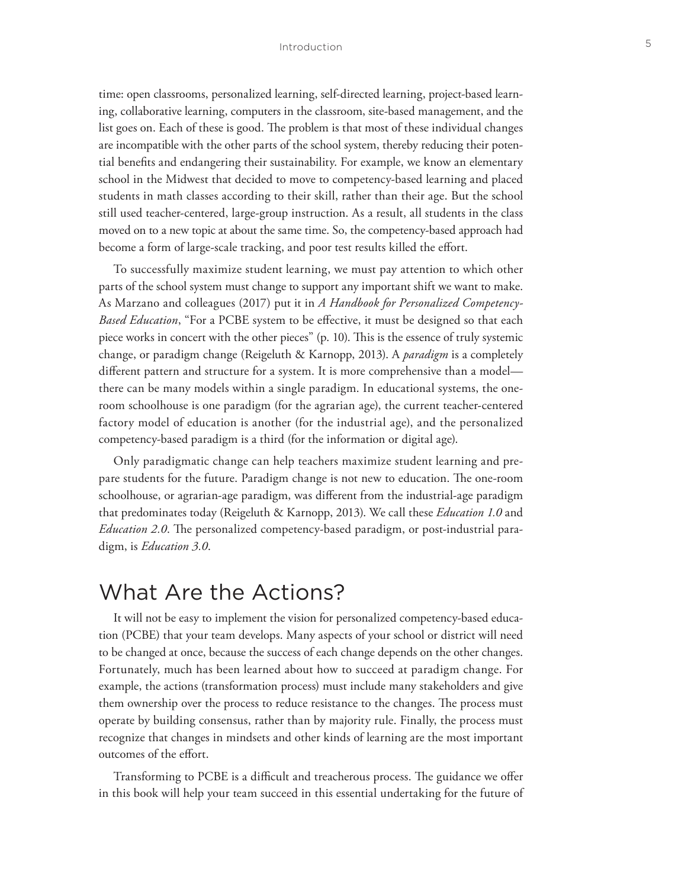time: open classrooms, personalized learning, self-directed learning, project-based learning, collaborative learning, computers in the classroom, site-based management, and the list goes on. Each of these is good. The problem is that most of these individual changes are incompatible with the other parts of the school system, thereby reducing their potential benefits and endangering their sustainability. For example, we know an elementary school in the Midwest that decided to move to competency-based learning and placed students in math classes according to their skill, rather than their age. But the school still used teacher-centered, large-group instruction. As a result, all students in the class moved on to a new topic at about the same time. So, the competency-based approach had become a form of large-scale tracking, and poor test results killed the effort.

To successfully maximize student learning, we must pay attention to which other parts of the school system must change to support any important shift we want to make. As Marzano and colleagues (2017) put it in *A Handbook for Personalized Competency-Based Education*, "For a PCBE system to be effective, it must be designed so that each piece works in concert with the other pieces" (p. 10). This is the essence of truly systemic change, or paradigm change (Reigeluth & Karnopp, 2013). A *paradigm* is a completely different pattern and structure for a system. It is more comprehensive than a model—there can be many models within a single paradigm. In educational systems, the one-room schoolhouse is one paradigm (for the agrarian age), the current teacher-centered factory model of education is another (for the industrial age), and the personalized competency-based paradigm is a third (for the information or digital age).

Only paradigmatic change can help teachers maximize student learning and prepare students for the future. Paradigm change is not new to education. The one-room schoolhouse, or agrarian-age paradigm, was different from the industrial-age paradigm that predominates today (Reigeluth & Karnopp, 2013). We call these *Education 1.0* and *Education 2.0*. The personalized competency-based paradigm, or post-industrial paradigm, is *Education 3.0*.

## What Are the Actions?

It will not be easy to implement the vision for personalized competency-based education (PCBE) that your team develops. Many aspects of your school or district will need to be changed at once, because the success of each change depends on the other changes. Fortunately, much has been learned about how to succeed at paradigm change. For example, the actions (transformation process) must include many stakeholders and give them ownership over the process to reduce resistance to the changes. The process must operate by building consensus, rather than by majority rule. Finally, the process must recognize that changes in mindsets and other kinds of learning are the most important outcomes of the effort.

Transforming to PCBE is a difficult and treacherous process. The guidance we offer in this book will help your team succeed in this essential undertaking for the future of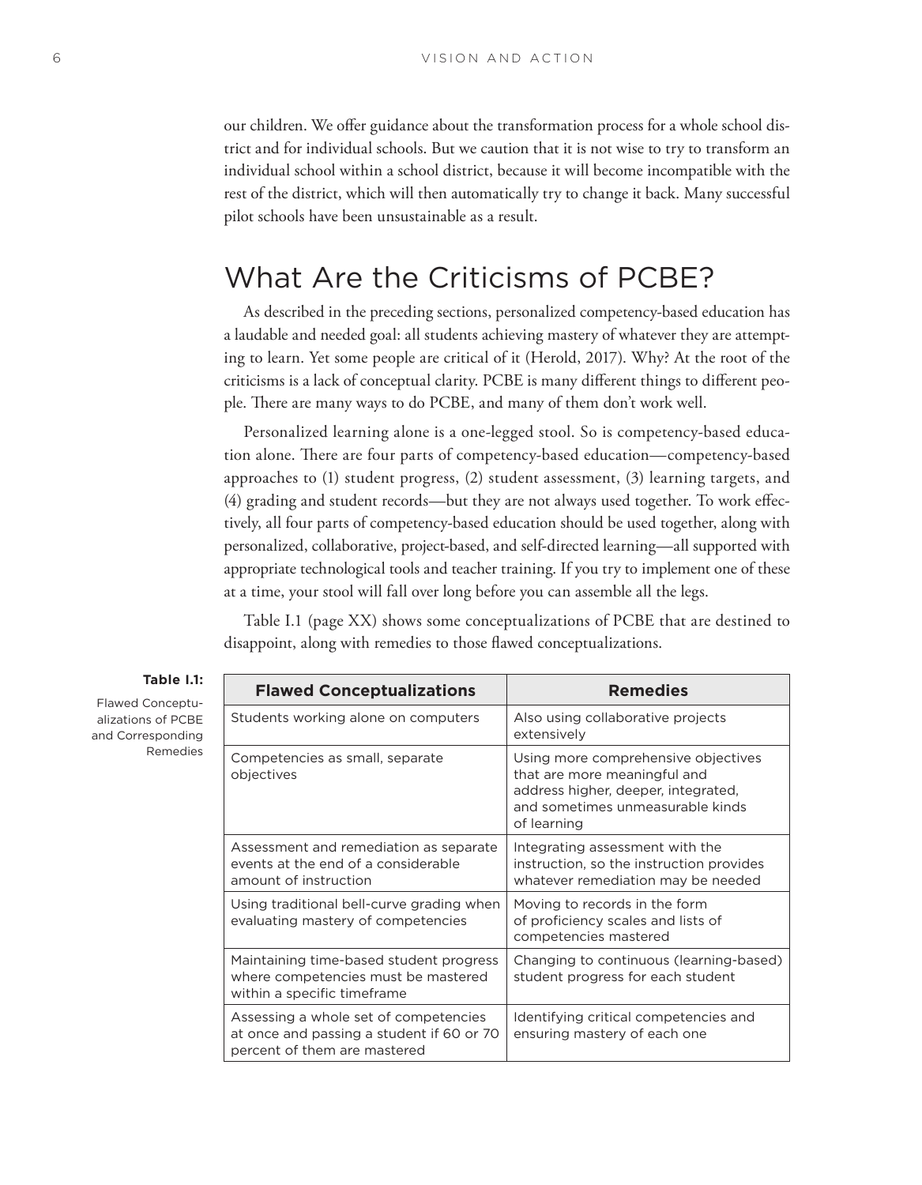our children. We offer guidance about the transformation process for a whole school district and for individual schools. But we caution that it is not wise to try to transform an individual school within a school district, because it will become incompatible with the rest of the district, which will then automatically try to change it back. Many successful pilot schools have been unsustainable as a result.

## What Are the Criticisms of PCBE?

As described in the preceding sections, personalized competency-based education has a laudable and needed goal: all students achieving mastery of whatever they are attempting to learn. Yet some people are critical of it (Herold, 2017). Why? At the root of the criticisms is a lack of conceptual clarity. PCBE is many different things to different people. There are many ways to do PCBE, and many of them don't work well.

Personalized learning alone is a one-legged stool. So is competency-based education alone. There are four parts of competency-based education—competency-based approaches to (1) student progress, (2) student assessment, (3) learning targets, and (4) grading and student records—but they are not always used together. To work effectively, all four parts of competency-based education should be used together, along with personalized, collaborative, project-based, and self-directed learning—all supported with appropriate technological tools and teacher training. If you try to implement one of these at a time, your stool will fall over long before you can assemble all the legs.

Table I.1 (page XX) shows some conceptualizations of PCBE that are destined to disappoint, along with remedies to those flawed conceptualizations.

**Table I.1:** Flawed Conceptualizations of PCBE and Corresponding Remedies

| Flawed Conceptualizations | Remedies |
|---|---|
| Students working alone on computers | Also using collaborative projects extensively |
| Competencies as small, separate objectives | Using more comprehensive objectives that are more meaningful and address higher, deeper, integrated, and sometimes unmeasurable kinds of learning |
| Assessment and remediation as separate events at the end of a considerable amount of instruction | Integrating assessment with the instruction, so the instruction provides whatever remediation may be needed |
| Using traditional bell-curve grading when evaluating mastery of competencies | Moving to records in the form of proficiency scales and lists of competencies mastered |
| Maintaining time-based student progress where competencies must be mastered within a specific timeframe | Changing to continuous (learning-based) student progress for each student |
| Assessing a whole set of competencies at once and passing a student if 60 or 70 percent of them are mastered | Identifying critical competencies and ensuring mastery of each one |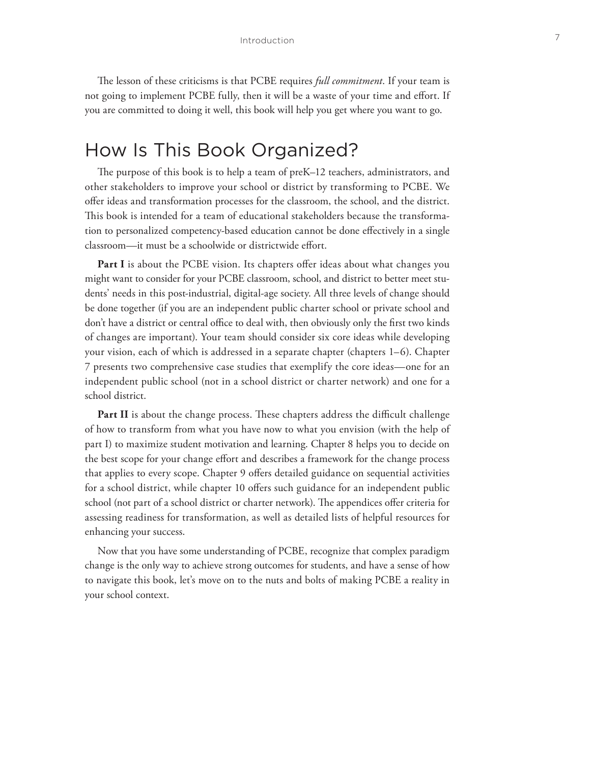The lesson of these criticisms is that PCBE requires *full commitment*. If your team is not going to implement PCBE fully, then it will be a waste of your time and effort. If you are committed to doing it well, this book will help you get where you want to go.

## How Is This Book Organized?

The purpose of this book is to help a team of preK–12 teachers, administrators, and other stakeholders to improve your school or district by transforming to PCBE. We offer ideas and transformation processes for the classroom, the school, and the district. This book is intended for a team of educational stakeholders because the transformation to personalized competency-based education cannot be done effectively in a single classroom—it must be a schoolwide or districtwide effort.

**Part I** is about the PCBE vision. Its chapters offer ideas about what changes you might want to consider for your PCBE classroom, school, and district to better meet students' needs in this post-industrial, digital-age society. All three levels of change should be done together (if you are an independent public charter school or private school and don't have a district or central office to deal with, then obviously only the first two kinds of changes are important). Your team should consider six core ideas while developing your vision, each of which is addressed in a separate chapter (chapters 1–6). Chapter 7 presents two comprehensive case studies that exemplify the core ideas—one for an independent public school (not in a school district or charter network) and one for a school district.

**Part II** is about the change process. These chapters address the difficult challenge of how to transform from what you have now to what you envision (with the help of part I) to maximize student motivation and learning. Chapter 8 helps you to decide on the best scope for your change effort and describes a framework for the change process that applies to every scope. Chapter 9 offers detailed guidance on sequential activities for a school district, while chapter 10 offers such guidance for an independent public school (not part of a school district or charter network). The appendices offer criteria for assessing readiness for transformation, as well as detailed lists of helpful resources for enhancing your success.

Now that you have some understanding of PCBE, recognize that complex paradigm change is the only way to achieve strong outcomes for students, and have a sense of how to navigate this book, let's move on to the nuts and bolts of making PCBE a reality in your school context.